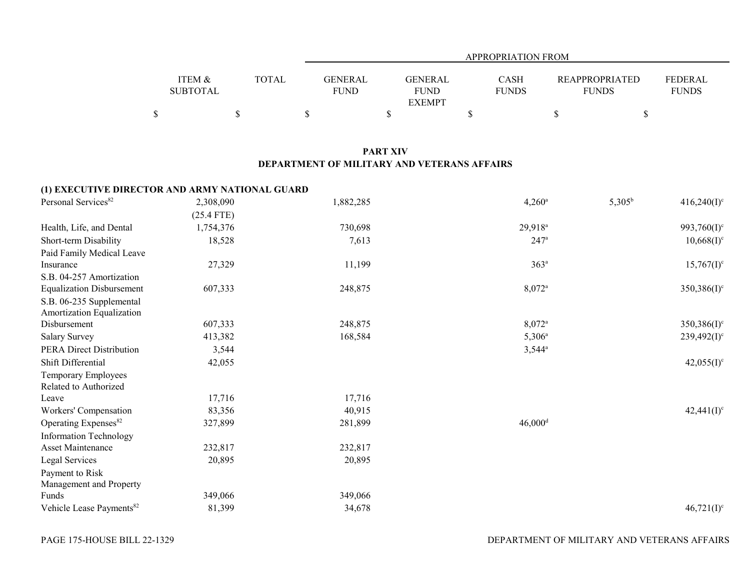## PART XIV
## DEPARTMENT OF MILITARY AND VETERANS AFFAIRS

| | ITEM & SUBTOTAL | TOTAL | GENERAL FUND | GENERAL FUND EXEMPT | CASH FUNDS | REAPPROPRIATED FUNDS | FEDERAL FUNDS |
|---|---|---|---|---|---|---|---|
| | | | APPROPRIATION FROM | | | | |
| | $ | $ | $ | $ | $ | $ | $ |
| **(1) EXECUTIVE DIRECTOR AND ARMY NATIONAL GUARD** | | | | | | | |
| Personal Services[82] | 2,308,090 | | 1,882,285 | | 4,260[a] | 5,305[b] | 416,240(I)[c] |
| | (25.4 FTE) | | | | | | |
| Health, Life, and Dental | 1,754,376 | | 730,698 | | 29,918[a] | | 993,760(I)[c] |
| Short-term Disability | 18,528 | | 7,613 | | 247[a] | | 10,668(I)[c] |
| Paid Family Medical Leave Insurance | 27,329 | | 11,199 | | 363[a] | | 15,767(I)[c] |
| S.B. 04-257 Amortization Equalization Disbursement | 607,333 | | 248,875 | | 8,072[a] | | 350,386(I)[c] |
| S.B. 06-235 Supplemental Amortization Equalization Disbursement | 607,333 | | 248,875 | | 8,072[a] | | 350,386(I)[c] |
| Salary Survey | 413,382 | | 168,584 | | 5,306[a] | | 239,492(I)[c] |
| PERA Direct Distribution | 3,544 | | | | 3,544[a] | | |
| Shift Differential | 42,055 | | | | | | 42,055(I)[c] |
| Temporary Employees Related to Authorized Leave | 17,716 | | 17,716 | | | | |
| Workers' Compensation | 83,356 | | 40,915 | | | | 42,441(I)[c] |
| Operating Expenses[82] | 327,899 | | 281,899 | | 46,000[d] | | |
| Information Technology Asset Maintenance | 232,817 | | 232,817 | | | | |
| Legal Services | 20,895 | | 20,895 | | | | |
| Payment to Risk Management and Property Funds | 349,066 | | 349,066 | | | | |
| Vehicle Lease Payments[82] | 81,399 | | 34,678 | | | | 46,721(I)[c] |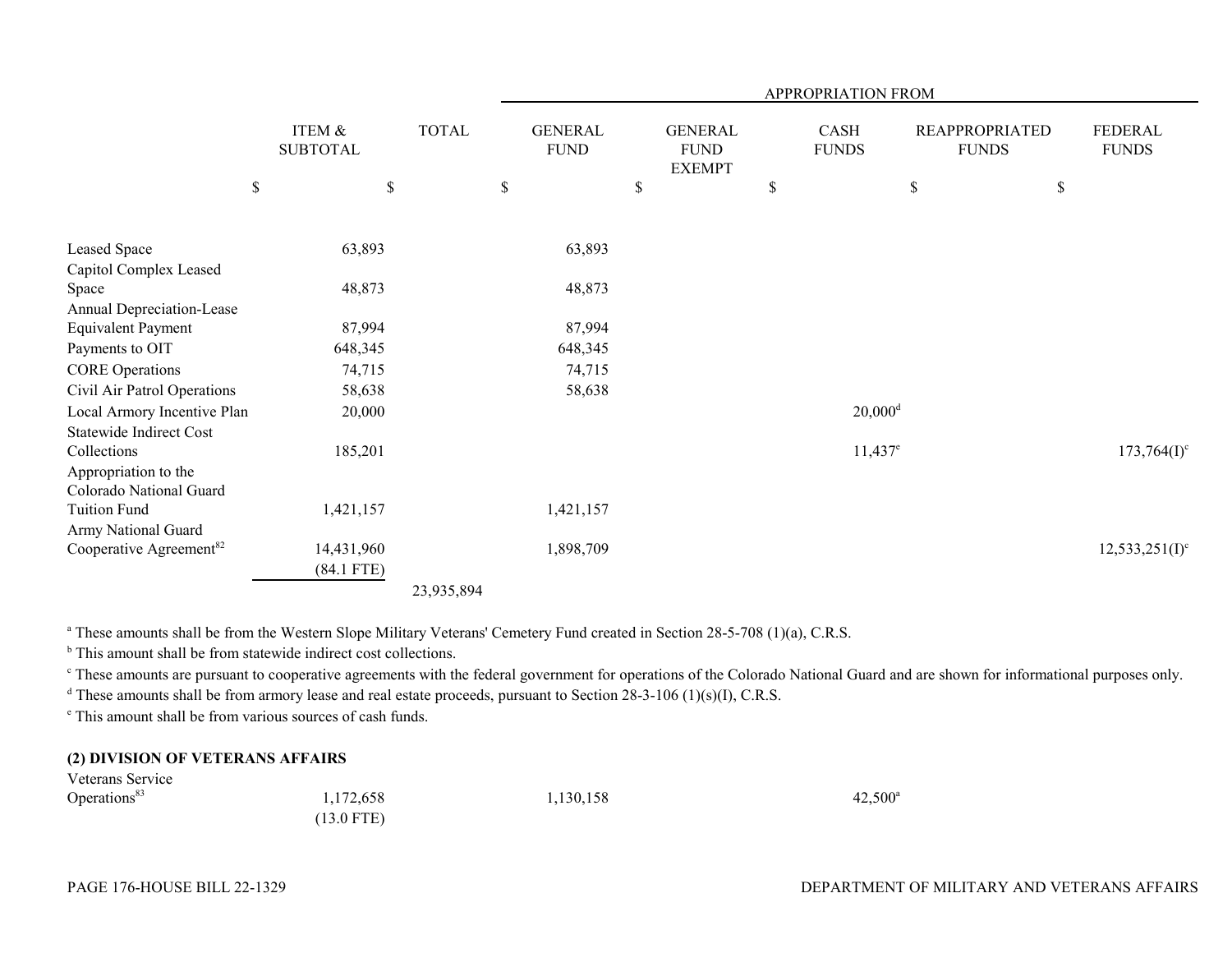| | ITEM & SUBTOTAL | TOTAL | APPROPRIATION FROM | | | | |
|---|---|---|---|---|---|---|---|
| | | | GENERAL FUND | GENERAL FUND EXEMPT | CASH FUNDS | REAPPROPRIATED FUNDS | FEDERAL FUNDS |
| | $ | $ | $ | $ | $ | $ | $ |
| Leased Space | 63,893 | | 63,893 | | | | |
| Capitol Complex Leased Space | 48,873 | | 48,873 | | | | |
| Annual Depreciation-Lease Equivalent Payment | 87,994 | | 87,994 | | | | |
| Payments to OIT | 648,345 | | 648,345 | | | | |
| CORE Operations | 74,715 | | 74,715 | | | | |
| Civil Air Patrol Operations | 58,638 | | 58,638 | | | | |
| Local Armory Incentive Plan | 20,000 | | | | 20,000[d] | | |
| Statewide Indirect Cost Collections | 185,201 | | | | 11,437[e] | | 173,764(I)[c] |
| Appropriation to the Colorado National Guard Tuition Fund | 1,421,157 | | 1,421,157 | | | | |
| Army National Guard Cooperative Agreement[82] | 14,431,960 (84.1 FTE) | | 1,898,709 | | | | 12,533,251(I)[c] |
| | | 23,935,894 | | | | | |

[a] These amounts shall be from the Western Slope Military Veterans' Cemetery Fund created in Section 28-5-708 (1)(a), C.R.S.
[b] This amount shall be from statewide indirect cost collections.
[c] These amounts are pursuant to cooperative agreements with the federal government for operations of the Colorado National Guard and are shown for informational purposes only.
[d] These amounts shall be from armory lease and real estate proceeds, pursuant to Section 28-3-106 (1)(s)(I), C.R.S.
[e] This amount shall be from various sources of cash funds.

**(2) DIVISION OF VETERANS AFFAIRS**

| | ITEM & SUBTOTAL | TOTAL | GENERAL FUND | GENERAL FUND EXEMPT | CASH FUNDS | REAPPROPRIATED FUNDS | FEDERAL FUNDS |
|---|---|---|---|---|---|---|---|
| Veterans Service Operations[83] | 1,172,658 (13.0 FTE) | | 1,130,158 | | 42,500[a] | | |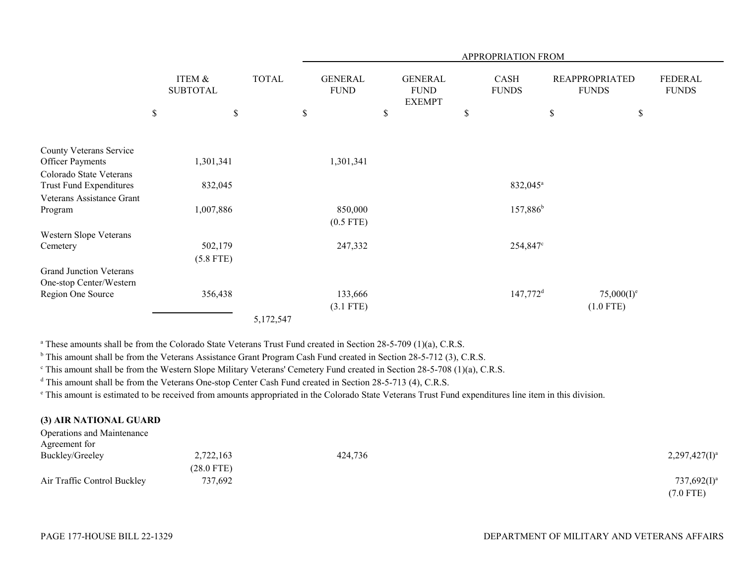| | ITEM & SUBTOTAL | TOTAL | APPROPRIATION FROM GENERAL FUND | GENERAL FUND EXEMPT | CASH FUNDS | REAPPROPRIATED FUNDS | FEDERAL FUNDS |
|---|---|---|---|---|---|---|---|
| | $ | $ | $ | $ | $ | $ | $ |
| County Veterans Service Officer Payments | 1,301,341 | | 1,301,341 | | | | |
| Colorado State Veterans Trust Fund Expenditures | 832,045 | | | | 832,045[a] | | |
| Veterans Assistance Grant Program | 1,007,886 | | 850,000 (0.5 FTE) | | 157,886[b] | | |
| Western Slope Veterans Cemetery | 502,179 (5.8 FTE) | | 247,332 | | 254,847[c] | | |
| Grand Junction Veterans One-stop Center/Western Region One Source | 356,438 | | 133,666 (3.1 FTE) | | 147,772[d] | 75,000(I)[e] (1.0 FTE) | |
| | | 5,172,547 | | | | | |

[a] These amounts shall be from the Colorado State Veterans Trust Fund created in Section 28-5-709 (1)(a), C.R.S.
[b] This amount shall be from the Veterans Assistance Grant Program Cash Fund created in Section 28-5-712 (3), C.R.S.
[c] This amount shall be from the Western Slope Military Veterans' Cemetery Fund created in Section 28-5-708 (1)(a), C.R.S.
[d] This amount shall be from the Veterans One-stop Center Cash Fund created in Section 28-5-713 (4), C.R.S.
[e] This amount is estimated to be received from amounts appropriated in the Colorado State Veterans Trust Fund expenditures line item in this division.

**(3) AIR NATIONAL GUARD**

| | ITEM & SUBTOTAL | TOTAL | GENERAL FUND | GENERAL FUND EXEMPT | CASH FUNDS | REAPPROPRIATED FUNDS | FEDERAL FUNDS |
|---|---|---|---|---|---|---|---|
| Operations and Maintenance Agreement for Buckley/Greeley | 2,722,163 (28.0 FTE) | | 424,736 | | | | 2,297,427(I)[a] |
| Air Traffic Control Buckley | 737,692 | | | | | | 737,692(I)[a] (7.0 FTE) |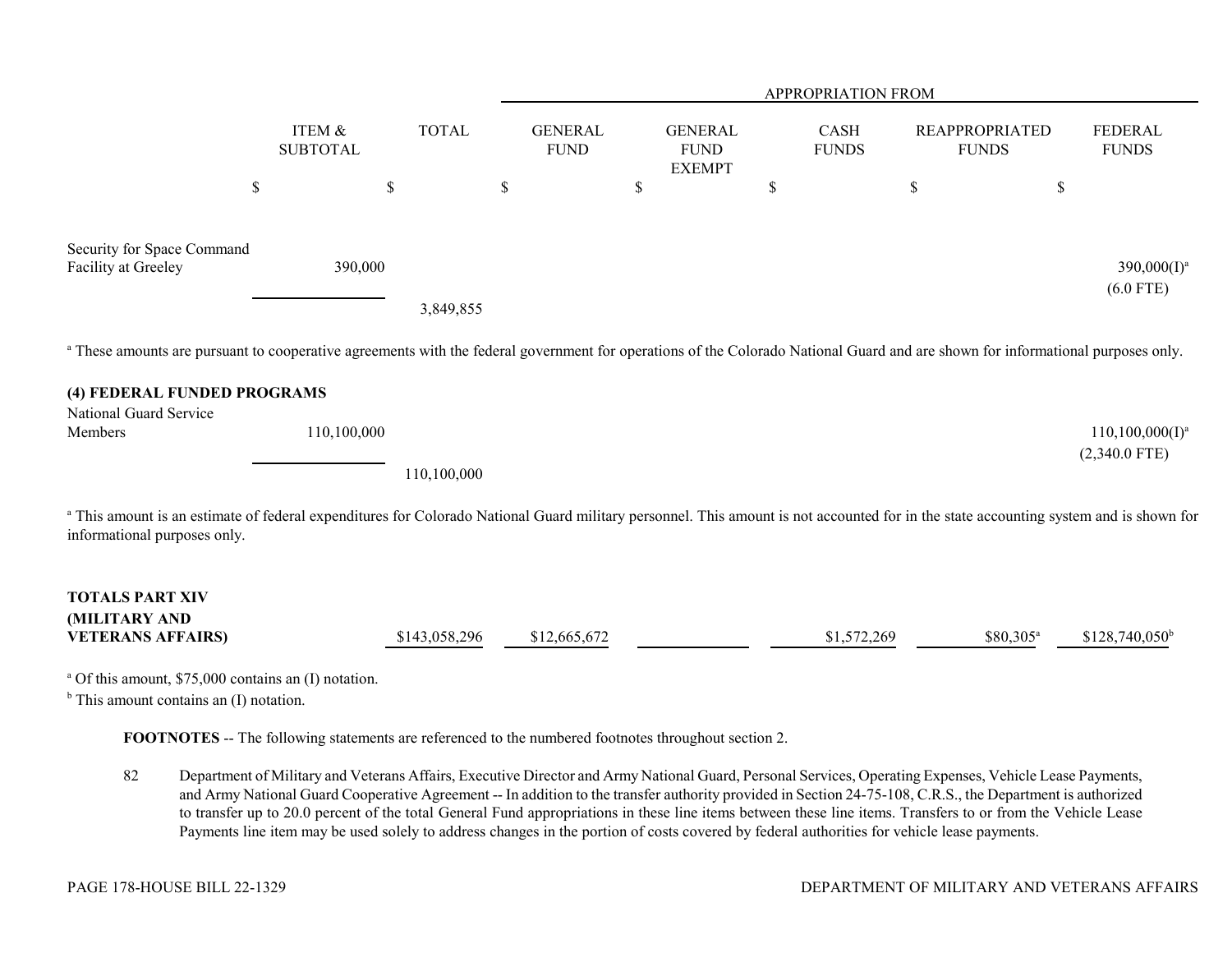| | ITEM & SUBTOTAL | TOTAL | APPROPRIATION FROM | | | | |
|---|---|---|---|---|---|---|---|
| | | | GENERAL FUND | GENERAL FUND EXEMPT | CASH FUNDS | REAPPROPRIATED FUNDS | FEDERAL FUNDS |
| | $ | $ | $ | $ | $ | $ | $ |
| Security for Space Command Facility at Greeley | 390,000 | | | | | | 390,000(I)[a] (6.0 FTE) |
| | | 3,849,855 | | | | | |

[a] These amounts are pursuant to cooperative agreements with the federal government for operations of the Colorado National Guard and are shown for informational purposes only.

**(4) FEDERAL FUNDED PROGRAMS**

| | ITEM & SUBTOTAL | TOTAL | GENERAL FUND | GENERAL FUND EXEMPT | CASH FUNDS | REAPPROPRIATED FUNDS | FEDERAL FUNDS |
|---|---|---|---|---|---|---|---|
| National Guard Service Members | 110,100,000 | | | | | | 110,100,000(I)[a] (2,340.0 FTE) |
| | | 110,100,000 | | | | | |

[a] This amount is an estimate of federal expenditures for Colorado National Guard military personnel. This amount is not accounted for in the state accounting system and is shown for informational purposes only.

| | ITEM & SUBTOTAL | TOTAL | GENERAL FUND | GENERAL FUND EXEMPT | CASH FUNDS | REAPPROPRIATED FUNDS | FEDERAL FUNDS |
|---|---|---|---|---|---|---|---|
| **TOTALS PART XIV (MILITARY AND VETERANS AFFAIRS)** | | $143,058,296 | $12,665,672 | | $1,572,269 | $80,305[a] | $128,740,050[b] |

[a] Of this amount, $75,000 contains an (I) notation.

[b] This amount contains an (I) notation.

**FOOTNOTES** -- The following statements are referenced to the numbered footnotes throughout section 2.

82 Department of Military and Veterans Affairs, Executive Director and Army National Guard, Personal Services, Operating Expenses, Vehicle Lease Payments, and Army National Guard Cooperative Agreement -- In addition to the transfer authority provided in Section 24-75-108, C.R.S., the Department is authorized to transfer up to 20.0 percent of the total General Fund appropriations in these line items between these line items. Transfers to or from the Vehicle Lease Payments line item may be used solely to address changes in the portion of costs covered by federal authorities for vehicle lease payments.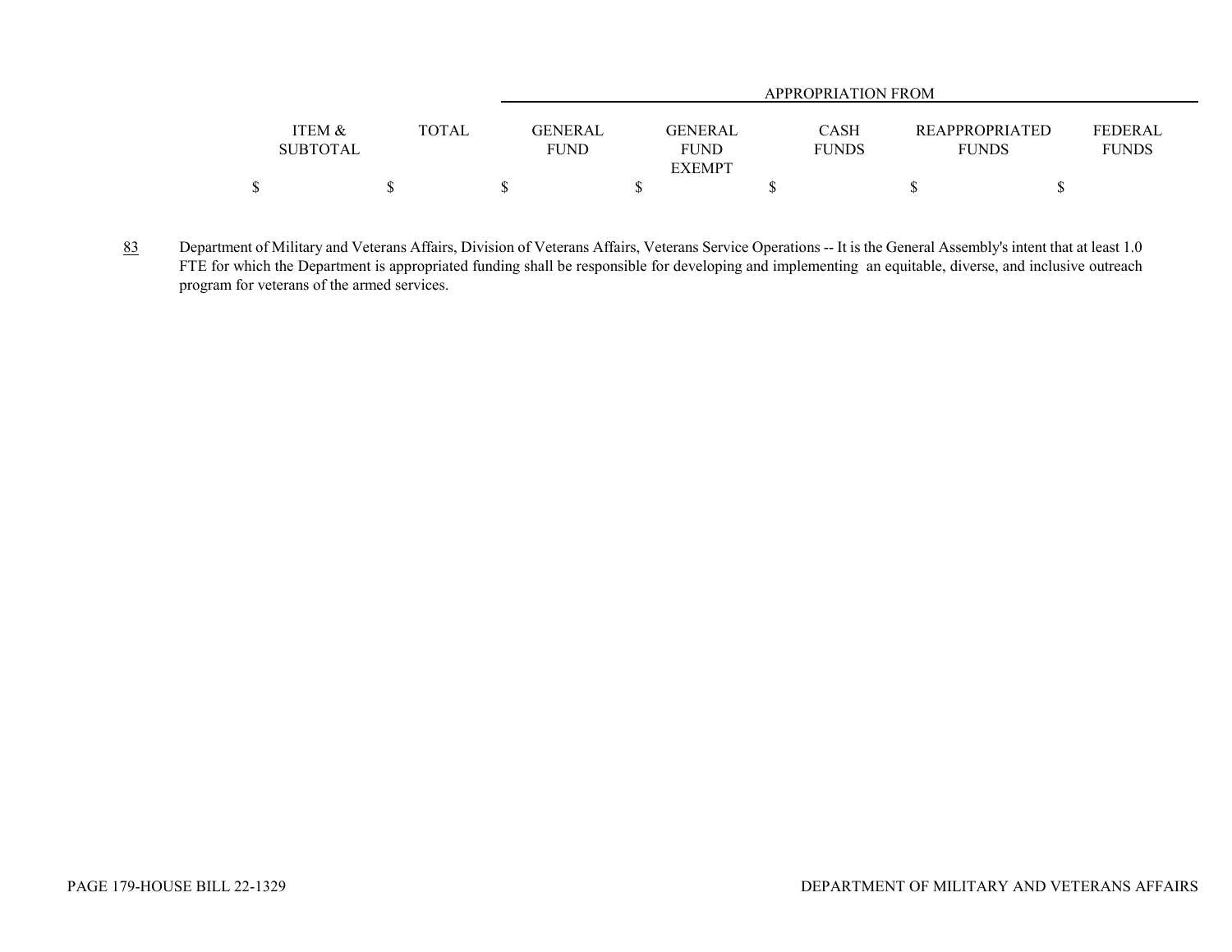| | | APPROPRIATION FROM | | | | |
|---|---|---|---|---|---|---|
| ITEM & SUBTOTAL | TOTAL | GENERAL FUND | GENERAL FUND EXEMPT | CASH FUNDS | REAPPROPRIATED FUNDS | FEDERAL FUNDS |
| $ | $ | $ | $ | $ | $ | $ |

83 Department of Military and Veterans Affairs, Division of Veterans Affairs, Veterans Service Operations -- It is the General Assembly's intent that at least 1.0 FTE for which the Department is appropriated funding shall be responsible for developing and implementing an equitable, diverse, and inclusive outreach program for veterans of the armed services.